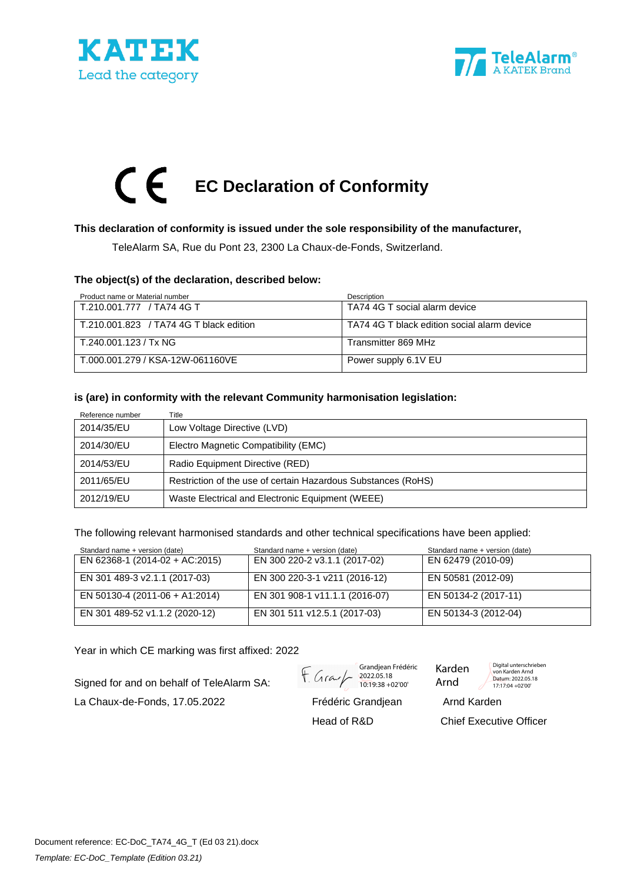KATEK
Lead the category

TeleAlarm®
A KATEK Brand

# CE EC Declaration of Conformity

**This declaration of conformity is issued under the sole responsibility of the manufacturer,**

TeleAlarm SA, Rue du Pont 23, 2300 La Chaux-de-Fonds, Switzerland.

**The object(s) of the declaration, described below:**

| Product name or Material number | Description |
|---|---|
| T.210.001.777 / TA74 4G T | TA74 4G T social alarm device |
| T.210.001.823 / TA74 4G T black edition | TA74 4G T black edition social alarm device |
| T.240.001.123 / Tx NG | Transmitter 869 MHz |
| T.000.001.279 / KSA-12W-061160VE | Power supply 6.1V EU |

**is (are) in conformity with the relevant Community harmonisation legislation:**

| Reference number | Title |
|---|---|
| 2014/35/EU | Low Voltage Directive (LVD) |
| 2014/30/EU | Electro Magnetic Compatibility (EMC) |
| 2014/53/EU | Radio Equipment Directive (RED) |
| 2011/65/EU | Restriction of the use of certain Hazardous Substances (RoHS) |
| 2012/19/EU | Waste Electrical and Electronic Equipment (WEEE) |

The following relevant harmonised standards and other technical specifications have been applied:

| Standard name + version (date) | Standard name + version (date) | Standard name + version (date) |
|---|---|---|
| EN 62368-1 (2014-02 + AC:2015) | EN 300 220-2 v3.1.1 (2017-02) | EN 62479 (2010-09) |
| EN 301 489-3 v2.1.1 (2017-03) | EN 300 220-3-1 v211 (2016-12) | EN 50581 (2012-09) |
| EN 50130-4 (2011-06 + A1:2014) | EN 301 908-1 v11.1.1 (2016-07) | EN 50134-2 (2017-11) |
| EN 301 489-52 v1.1.2 (2020-12) | EN 301 511 v12.5.1 (2017-03) | EN 50134-3 (2012-04) |

Year in which CE marking was first affixed: 2022

Signed for and on behalf of TeleAlarm SA:

La Chaux-de-Fonds, 17.05.2022

Grandjean Frédéric
2022.05.18
10:19:38 +02'00'

Frédéric Grandjean
Head of R&D

Karden Arnd
Digital unterschrieben von Karden Arnd
Datum: 2022.05.18
17:17:04 +02'00'

Arnd Karden
Chief Executive Officer

Document reference: EC-DoC_TA74_4G_T (Ed 03 21).docx

*Template: EC-DoC_Template (Edition 03.21)*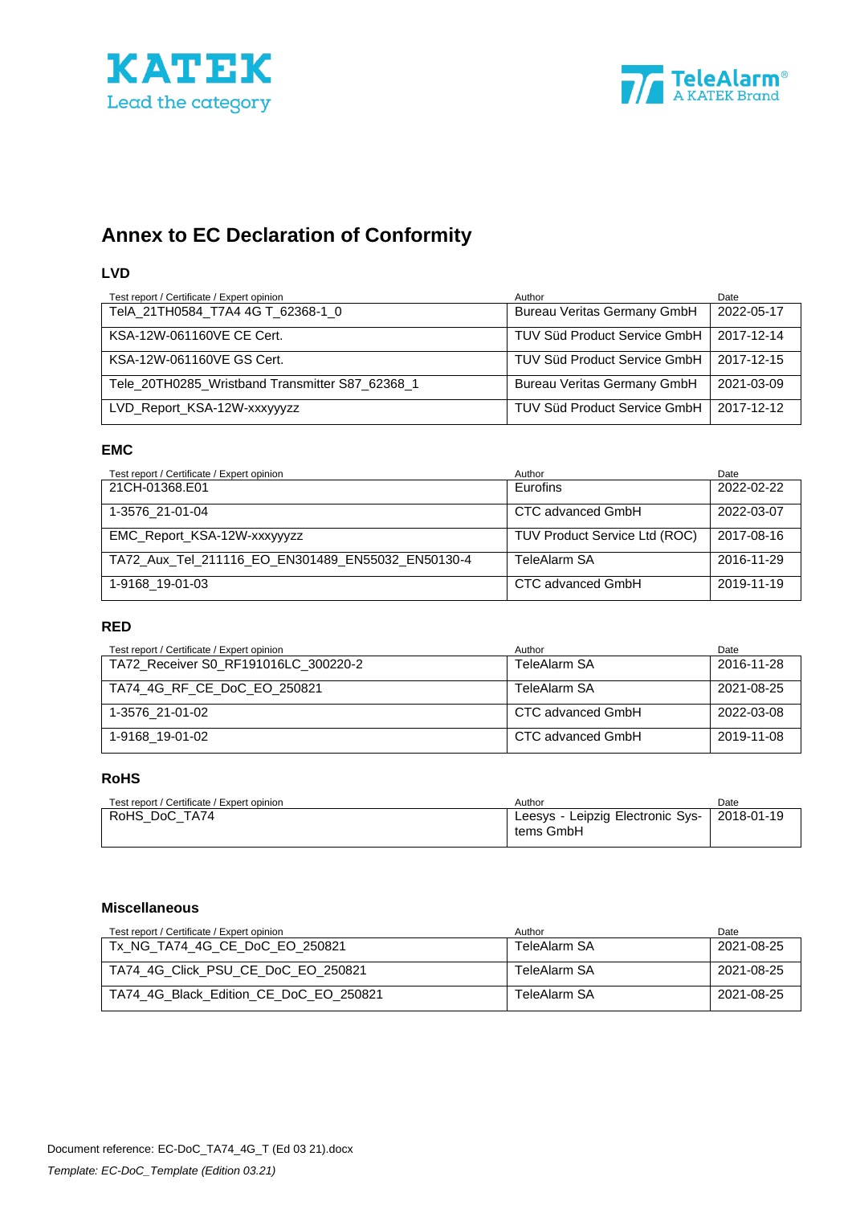# Annex to EC Declaration of Conformity

## LVD

| Test report / Certificate / Expert opinion | Author | Date |
|---|---|---|
| TelA_21TH0584_T7A4 4G T_62368-1_0 | Bureau Veritas Germany GmbH | 2022-05-17 |
| KSA-12W-061160VE CE Cert. | TUV Süd Product Service GmbH | 2017-12-14 |
| KSA-12W-061160VE GS Cert. | TUV Süd Product Service GmbH | 2017-12-15 |
| Tele_20TH0285_Wristband Transmitter S87_62368_1 | Bureau Veritas Germany GmbH | 2021-03-09 |
| LVD_Report_KSA-12W-xxxyyyzz | TUV Süd Product Service GmbH | 2017-12-12 |

## EMC

| Test report / Certificate / Expert opinion | Author | Date |
|---|---|---|
| 21CH-01368.E01 | Eurofins | 2022-02-22 |
| 1-3576_21-01-04 | CTC advanced GmbH | 2022-03-07 |
| EMC_Report_KSA-12W-xxxyyyzz | TUV Product Service Ltd (ROC) | 2017-08-16 |
| TA72_Aux_Tel_211116_EO_EN301489_EN55032_EN50130-4 | TeleAlarm SA | 2016-11-29 |
| 1-9168_19-01-03 | CTC advanced GmbH | 2019-11-19 |

## RED

| Test report / Certificate / Expert opinion | Author | Date |
|---|---|---|
| TA72_Receiver S0_RF191016LC_300220-2 | TeleAlarm SA | 2016-11-28 |
| TA74_4G_RF_CE_DoC_EO_250821 | TeleAlarm SA | 2021-08-25 |
| 1-3576_21-01-02 | CTC advanced GmbH | 2022-03-08 |
| 1-9168_19-01-02 | CTC advanced GmbH | 2019-11-08 |

## RoHS

| Test report / Certificate / Expert opinion | Author | Date |
|---|---|---|
| RoHS_DoC_TA74 | Leesys - Leipzig Electronic Systems GmbH | 2018-01-19 |

## Miscellaneous

| Test report / Certificate / Expert opinion | Author | Date |
|---|---|---|
| Tx_NG_TA74_4G_CE_DoC_EO_250821 | TeleAlarm SA | 2021-08-25 |
| TA74_4G_Click_PSU_CE_DoC_EO_250821 | TeleAlarm SA | 2021-08-25 |
| TA74_4G_Black_Edition_CE_DoC_EO_250821 | TeleAlarm SA | 2021-08-25 |

Document reference: EC-DoC_TA74_4G_T (Ed 03 21).docx

*Template: EC-DoC_Template (Edition 03.21)*